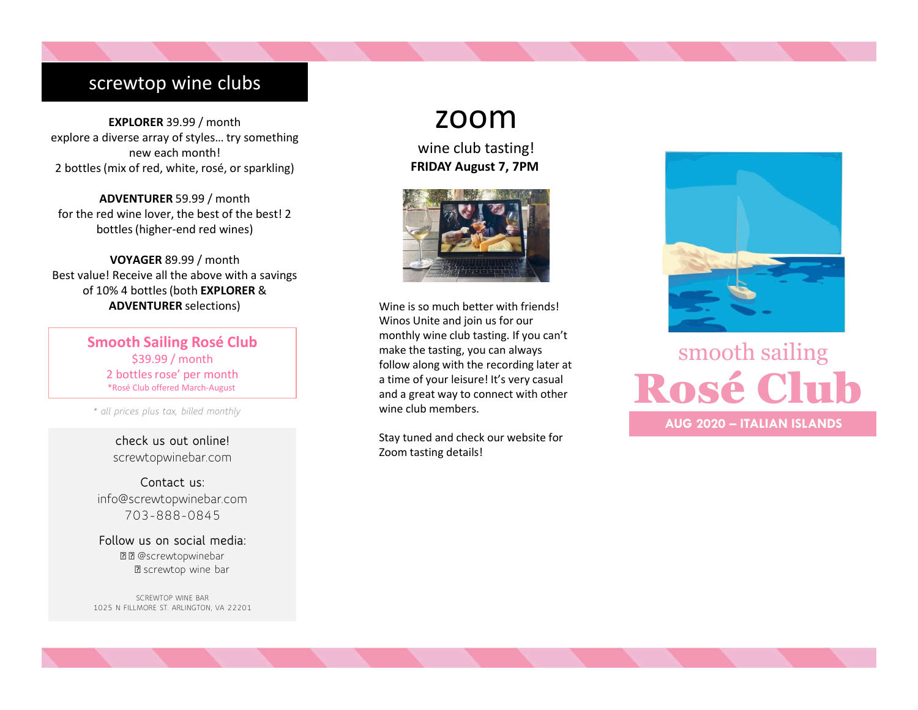## screwtop wine clubs

**EXPLORER** 39.99 / month
explore a diverse array of styles… try something new each month!
2 bottles (mix of red, white, rosé, or sparkling)

**ADVENTURER** 59.99 / month
for the red wine lover, the best of the best! 2 bottles (higher-end red wines)

**VOYAGER** 89.99 / month
Best value! Receive all the above with a savings of 10% 4 bottles (both **EXPLORER** & **ADVENTURER** selections)

**Smooth Sailing Rosé Club**
$39.99 / month
2 bottles rose' per month
*Rosé Club offered March-August

*\* all prices plus tax, billed monthly*

check us out online!
screwtopwinebar.com

Contact us:
info@screwtopwinebar.com
703-888-0845

Follow us on social media:
@screwtopwinebar
screwtop wine bar

SCREWTOP WINE BAR
1025 N FILLMORE ST. ARLINGTON, VA 22201

# zoom

wine club tasting!
**FRIDAY August 7, 7PM**

Wine is so much better with friends! Winos Unite and join us for our monthly wine club tasting. If you can't make the tasting, you can always follow along with the recording later at a time of your leisure! It's very casual and a great way to connect with other wine club members.

Stay tuned and check our website for Zoom tasting details!

smooth sailing
# Rosé Club

**AUG 2020 – ITALIAN ISLANDS**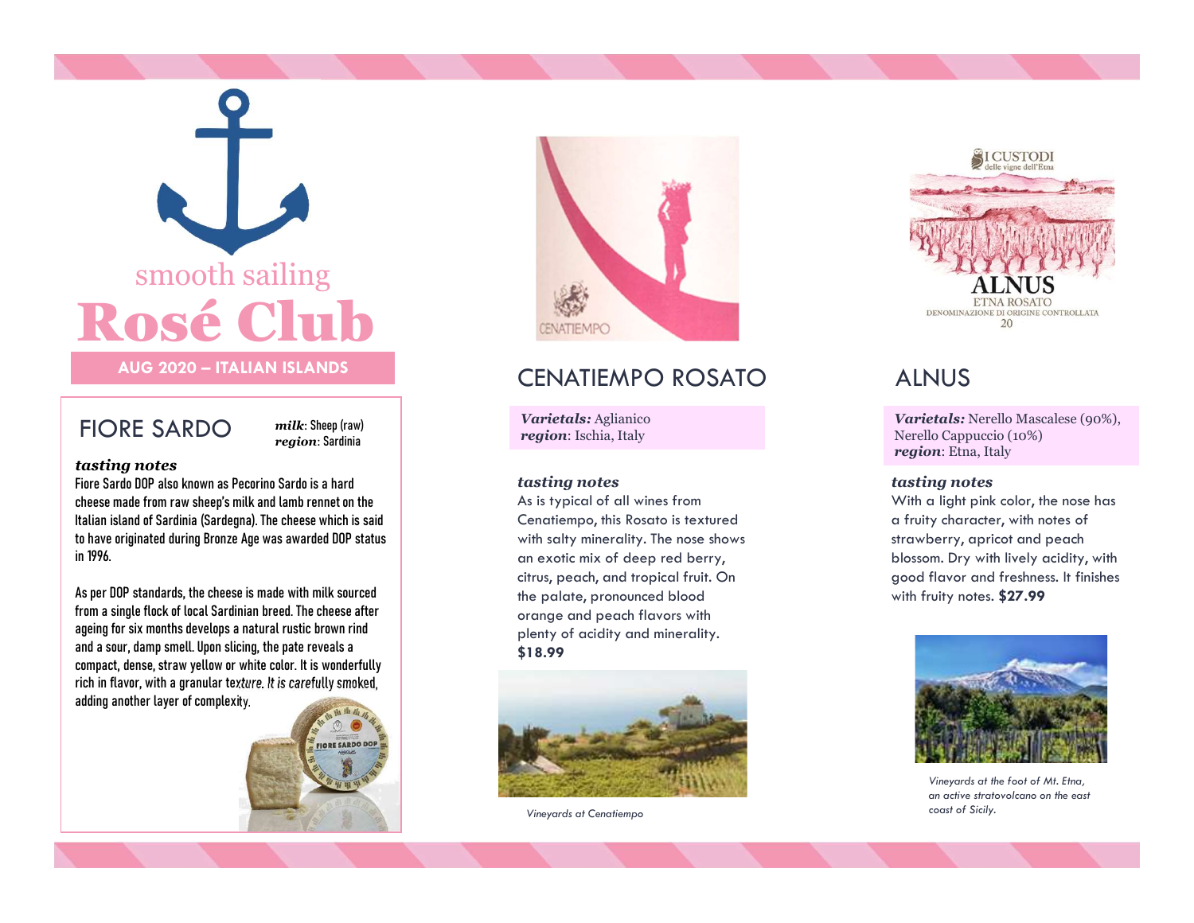smooth sailing

# Rosé Club

**AUG 2020 – ITALIAN ISLANDS**

## FIORE SARDO

***milk***: Sheep (raw)
***region***: Sardinia

***tasting notes***

Fiore Sardo DOP also known as Pecorino Sardo is a hard cheese made from raw sheep's milk and lamb rennet on the Italian island of Sardinia (Sardegna). The cheese which is said to have originated during Bronze Age was awarded DOP status in 1996.

As per DOP standards, the cheese is made with milk sourced from a single flock of local Sardinian breed. The cheese after ageing for six months develops a natural rustic brown rind and a sour, damp smell. Upon slicing, the pate reveals a compact, dense, straw yellow or white color. It is wonderfully rich in flavor, with a granular texture. It is carefully smoked, adding another layer of complexity.

## CENATIEMPO ROSATO

***Varietals:*** Aglianico
***region***: Ischia, Italy

***tasting notes***

As is typical of all wines from Cenatiempo, this Rosato is textured with salty minerality. The nose shows an exotic mix of deep red berry, citrus, peach, and tropical fruit. On the palate, pronounced blood orange and peach flavors with plenty of acidity and minerality. **$18.99**

*Vineyards at Cenatiempo*

## ALNUS

***Varietals:*** Nerello Mascalese (90%), Nerello Cappuccio (10%)
***region***: Etna, Italy

***tasting notes***

With a light pink color, the nose has a fruity character, with notes of strawberry, apricot and peach blossom. Dry with lively acidity, with good flavor and freshness. It finishes with fruity notes. **$27.99**

*Vineyards at the foot of Mt. Etna, an active stratovolcano on the east coast of Sicily.*